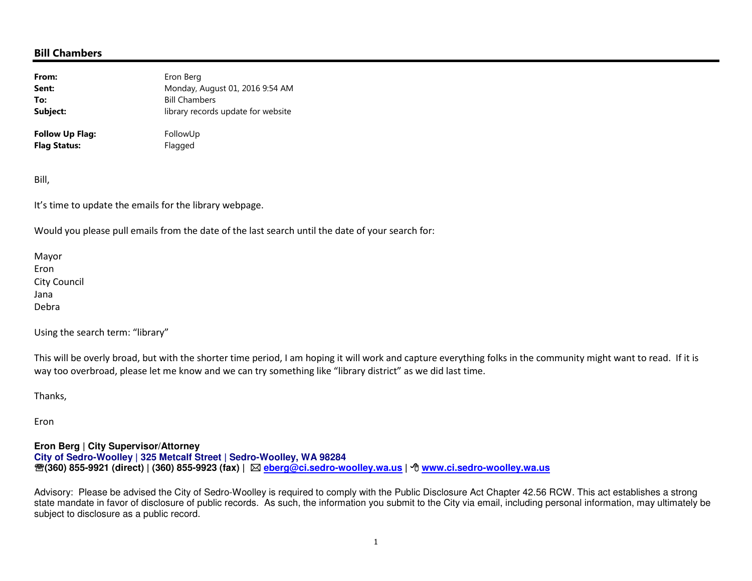**Bill Chambers**

| | |
|---|---|
| **From:** | Eron Berg |
| **Sent:** | Monday, August 01, 2016 9:54 AM |
| **To:** | Bill Chambers |
| **Subject:** | library records update for website |
| | |
| **Follow Up Flag:** | FollowUp |
| **Flag Status:** | Flagged |

Bill,

It's time to update the emails for the library webpage.

Would you please pull emails from the date of the last search until the date of your search for:

Mayor
Eron
City Council
Jana
Debra

Using the search term: "library"

This will be overly broad, but with the shorter time period, I am hoping it will work and capture everything folks in the community might want to read. If it is way too overbroad, please let me know and we can try something like "library district" as we did last time.

Thanks,

Eron

**Eron Berg | City Supervisor/Attorney**
**City of Sedro-Woolley | 325 Metcalf Street | Sedro-Woolley, WA 98284**
**☎(360) 855-9921 (direct) | (360) 855-9923 (fax) |** ✉ **eberg@ci.sedro-woolley.wa.us** | 🖰 **www.ci.sedro-woolley.wa.us**

Advisory: Please be advised the City of Sedro-Woolley is required to comply with the Public Disclosure Act Chapter 42.56 RCW. This act establishes a strong state mandate in favor of disclosure of public records. As such, the information you submit to the City via email, including personal information, may ultimately be subject to disclosure as a public record.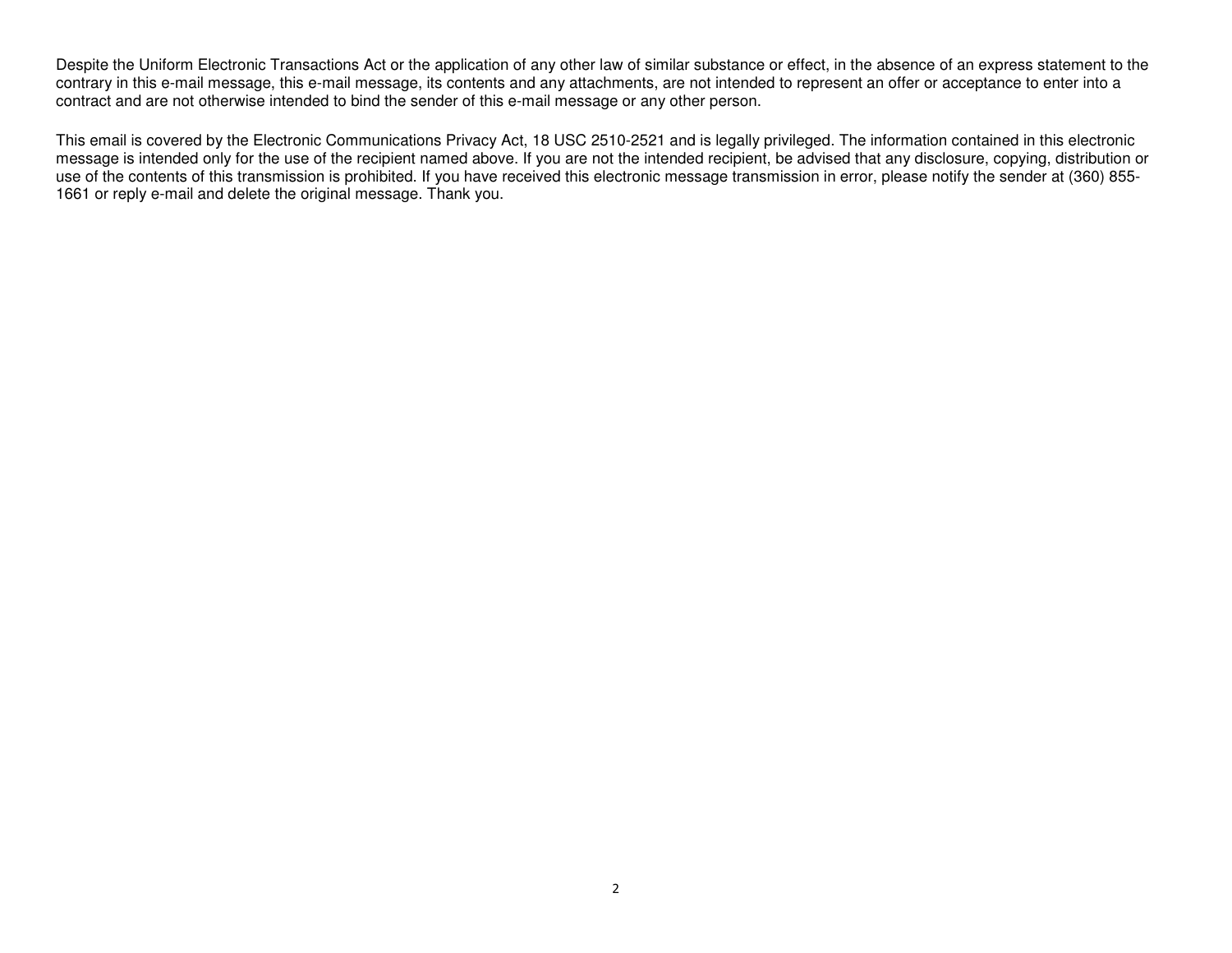Despite the Uniform Electronic Transactions Act or the application of any other law of similar substance or effect, in the absence of an express statement to the contrary in this e-mail message, this e-mail message, its contents and any attachments, are not intended to represent an offer or acceptance to enter into a contract and are not otherwise intended to bind the sender of this e-mail message or any other person.

This email is covered by the Electronic Communications Privacy Act, 18 USC 2510-2521 and is legally privileged. The information contained in this electronic message is intended only for the use of the recipient named above. If you are not the intended recipient, be advised that any disclosure, copying, distribution or use of the contents of this transmission is prohibited. If you have received this electronic message transmission in error, please notify the sender at (360) 855-1661 or reply e-mail and delete the original message. Thank you.